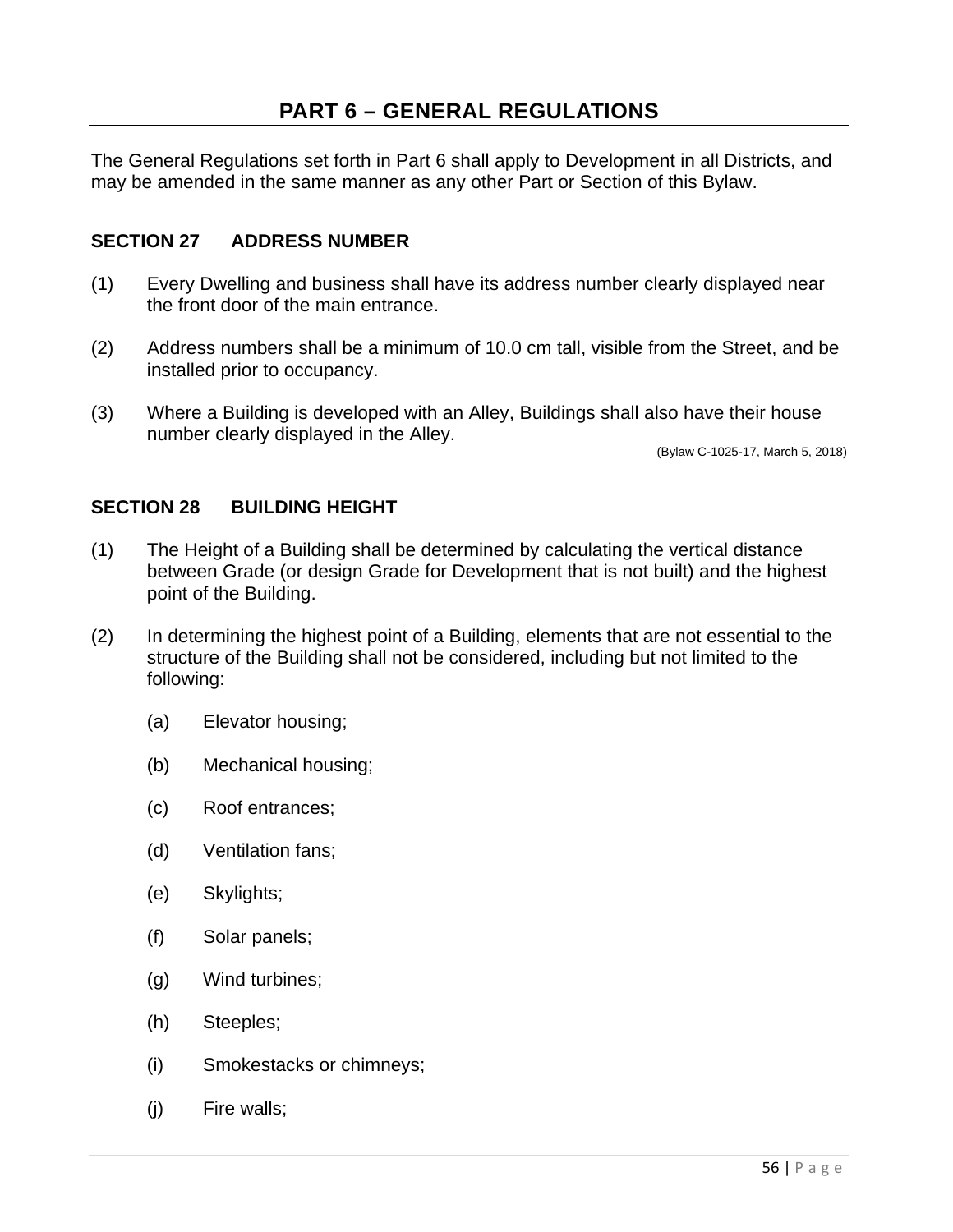# PART 6 – GENERAL REGULATIONS

The General Regulations set forth in Part 6 shall apply to Development in all Districts, and may be amended in the same manner as any other Part or Section of this Bylaw.

## SECTION 27 ADDRESS NUMBER

(1) Every Dwelling and business shall have its address number clearly displayed near the front door of the main entrance.

(2) Address numbers shall be a minimum of 10.0 cm tall, visible from the Street, and be installed prior to occupancy.

(3) Where a Building is developed with an Alley, Buildings shall also have their house number clearly displayed in the Alley.

(Bylaw C-1025-17, March 5, 2018)

## SECTION 28 BUILDING HEIGHT

(1) The Height of a Building shall be determined by calculating the vertical distance between Grade (or design Grade for Development that is not built) and the highest point of the Building.

(2) In determining the highest point of a Building, elements that are not essential to the structure of the Building shall not be considered, including but not limited to the following:

(a) Elevator housing;

(b) Mechanical housing;

(c) Roof entrances;

(d) Ventilation fans;

(e) Skylights;

(f) Solar panels;

(g) Wind turbines;

(h) Steeples;

(i) Smokestacks or chimneys;

(j) Fire walls;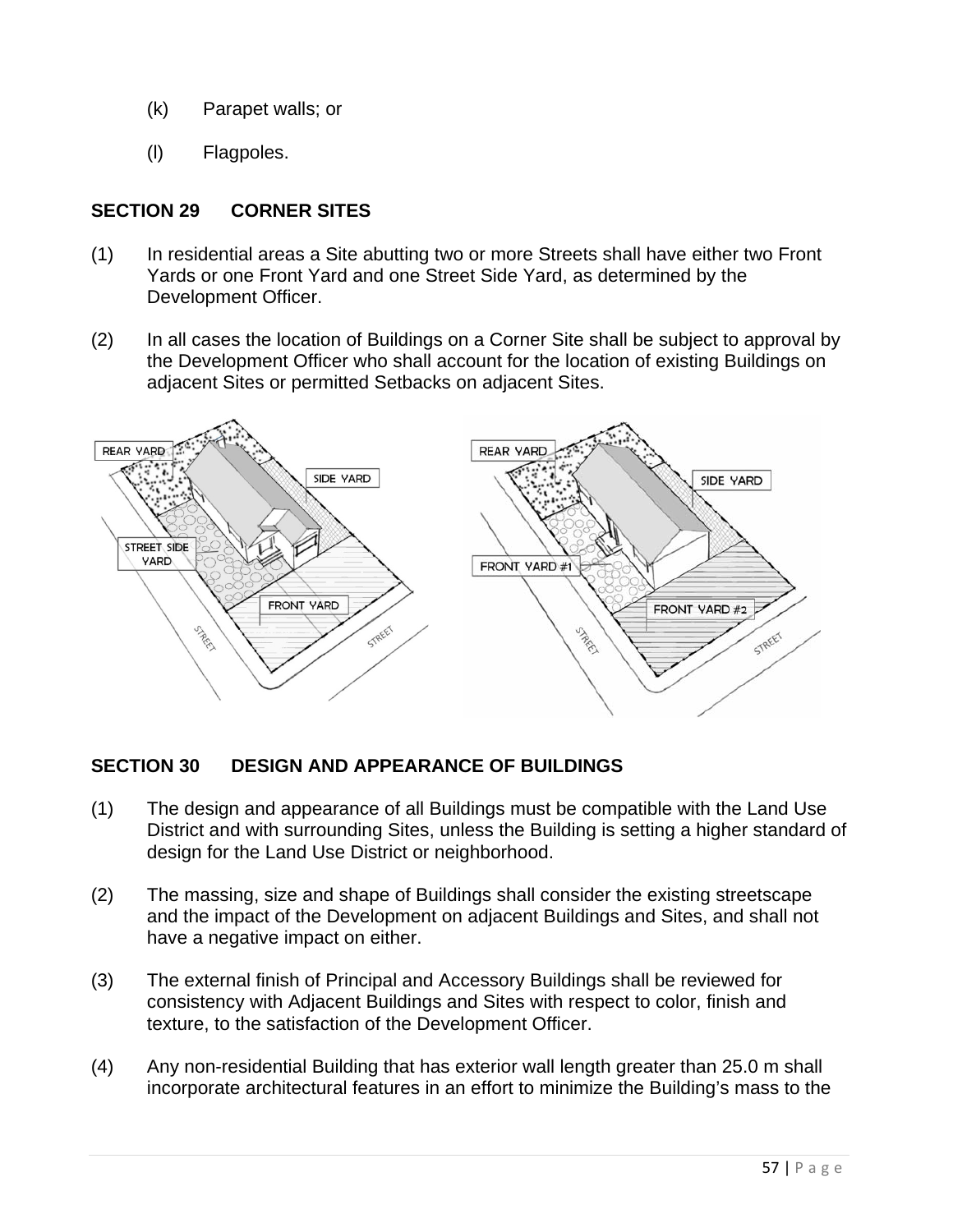(k) Parapet walls; or

(l) Flagpoles.

## SECTION 29 CORNER SITES

(1) In residential areas a Site abutting two or more Streets shall have either two Front Yards or one Front Yard and one Street Side Yard, as determined by the Development Officer.

(2) In all cases the location of Buildings on a Corner Site shall be subject to approval by the Development Officer who shall account for the location of existing Buildings on adjacent Sites or permitted Setbacks on adjacent Sites.

## SECTION 30 DESIGN AND APPEARANCE OF BUILDINGS

(1) The design and appearance of all Buildings must be compatible with the Land Use District and with surrounding Sites, unless the Building is setting a higher standard of design for the Land Use District or neighborhood.

(2) The massing, size and shape of Buildings shall consider the existing streetscape and the impact of the Development on adjacent Buildings and Sites, and shall not have a negative impact on either.

(3) The external finish of Principal and Accessory Buildings shall be reviewed for consistency with Adjacent Buildings and Sites with respect to color, finish and texture, to the satisfaction of the Development Officer.

(4) Any non-residential Building that has exterior wall length greater than 25.0 m shall incorporate architectural features in an effort to minimize the Building's mass to the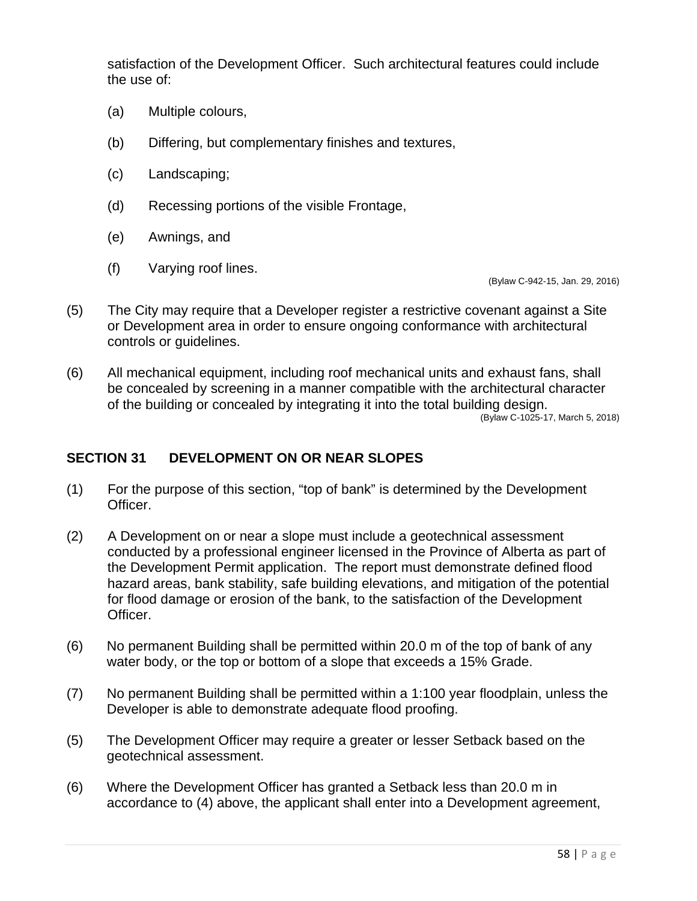satisfaction of the Development Officer. Such architectural features could include the use of:

(a) Multiple colours,

(b) Differing, but complementary finishes and textures,

(c) Landscaping;

(d) Recessing portions of the visible Frontage,

(e) Awnings, and

(f) Varying roof lines.

(Bylaw C-942-15, Jan. 29, 2016)

(5) The City may require that a Developer register a restrictive covenant against a Site or Development area in order to ensure ongoing conformance with architectural controls or guidelines.

(6) All mechanical equipment, including roof mechanical units and exhaust fans, shall be concealed by screening in a manner compatible with the architectural character of the building or concealed by integrating it into the total building design.

(Bylaw C-1025-17, March 5, 2018)

## SECTION 31 DEVELOPMENT ON OR NEAR SLOPES

(1) For the purpose of this section, “top of bank” is determined by the Development Officer.

(2) A Development on or near a slope must include a geotechnical assessment conducted by a professional engineer licensed in the Province of Alberta as part of the Development Permit application. The report must demonstrate defined flood hazard areas, bank stability, safe building elevations, and mitigation of the potential for flood damage or erosion of the bank, to the satisfaction of the Development Officer.

(6) No permanent Building shall be permitted within 20.0 m of the top of bank of any water body, or the top or bottom of a slope that exceeds a 15% Grade.

(7) No permanent Building shall be permitted within a 1:100 year floodplain, unless the Developer is able to demonstrate adequate flood proofing.

(5) The Development Officer may require a greater or lesser Setback based on the geotechnical assessment.

(6) Where the Development Officer has granted a Setback less than 20.0 m in accordance to (4) above, the applicant shall enter into a Development agreement,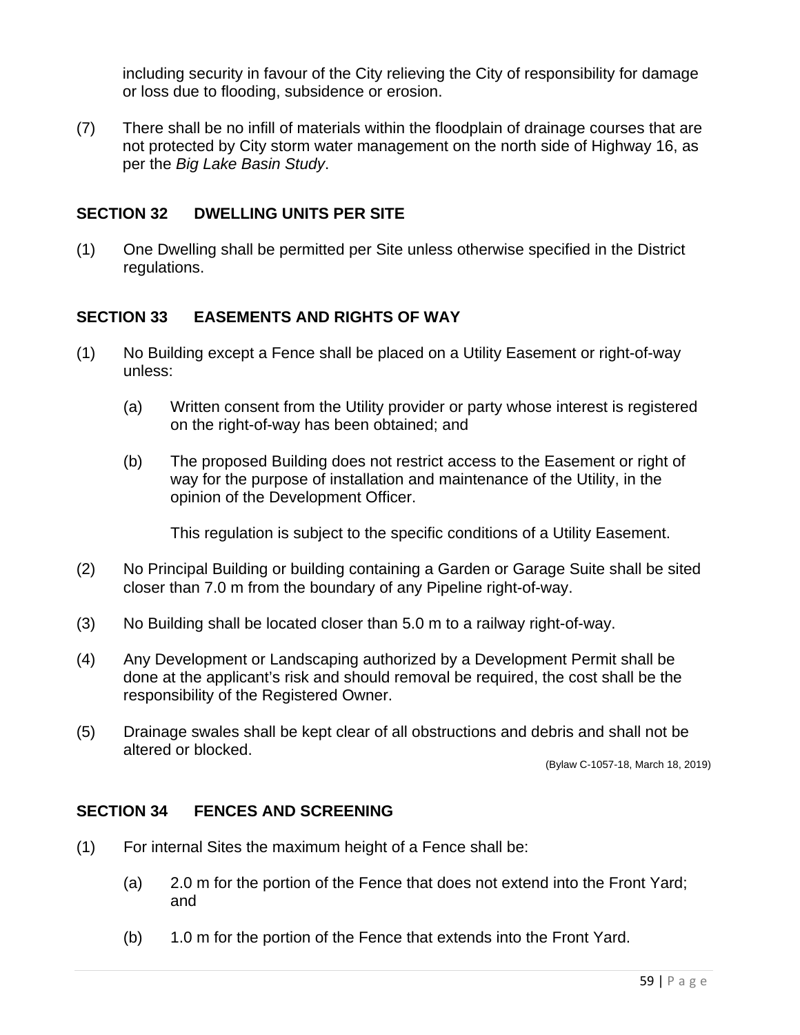including security in favour of the City relieving the City of responsibility for damage or loss due to flooding, subsidence or erosion.

(7) There shall be no infill of materials within the floodplain of drainage courses that are not protected by City storm water management on the north side of Highway 16, as per the *Big Lake Basin Study*.

## SECTION 32 DWELLING UNITS PER SITE

(1) One Dwelling shall be permitted per Site unless otherwise specified in the District regulations.

## SECTION 33 EASEMENTS AND RIGHTS OF WAY

(1) No Building except a Fence shall be placed on a Utility Easement or right-of-way unless:

   (a) Written consent from the Utility provider or party whose interest is registered on the right-of-way has been obtained; and

   (b) The proposed Building does not restrict access to the Easement or right of way for the purpose of installation and maintenance of the Utility, in the opinion of the Development Officer.

   This regulation is subject to the specific conditions of a Utility Easement.

(2) No Principal Building or building containing a Garden or Garage Suite shall be sited closer than 7.0 m from the boundary of any Pipeline right-of-way.

(3) No Building shall be located closer than 5.0 m to a railway right-of-way.

(4) Any Development or Landscaping authorized by a Development Permit shall be done at the applicant's risk and should removal be required, the cost shall be the responsibility of the Registered Owner.

(5) Drainage swales shall be kept clear of all obstructions and debris and shall not be altered or blocked.

(Bylaw C-1057-18, March 18, 2019)

## SECTION 34 FENCES AND SCREENING

(1) For internal Sites the maximum height of a Fence shall be:

   (a) 2.0 m for the portion of the Fence that does not extend into the Front Yard; and

   (b) 1.0 m for the portion of the Fence that extends into the Front Yard.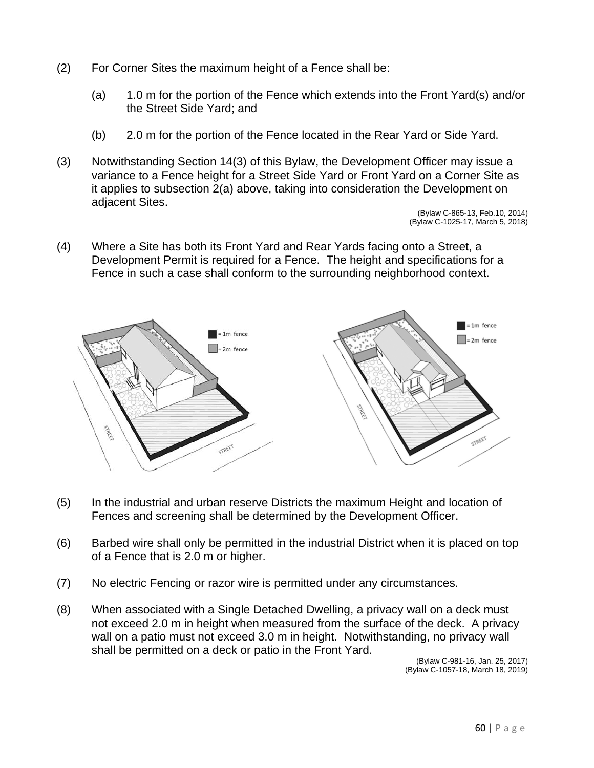(2) For Corner Sites the maximum height of a Fence shall be:

(a) 1.0 m for the portion of the Fence which extends into the Front Yard(s) and/or the Street Side Yard; and

(b) 2.0 m for the portion of the Fence located in the Rear Yard or Side Yard.

(3) Notwithstanding Section 14(3) of this Bylaw, the Development Officer may issue a variance to a Fence height for a Street Side Yard or Front Yard on a Corner Site as it applies to subsection 2(a) above, taking into consideration the Development on adjacent Sites.

(Bylaw C-865-13, Feb.10, 2014)
(Bylaw C-1025-17, March 5, 2018)

(4) Where a Site has both its Front Yard and Rear Yards facing onto a Street, a Development Permit is required for a Fence. The height and specifications for a Fence in such a case shall conform to the surrounding neighborhood context.

(5) In the industrial and urban reserve Districts the maximum Height and location of Fences and screening shall be determined by the Development Officer.

(6) Barbed wire shall only be permitted in the industrial District when it is placed on top of a Fence that is 2.0 m or higher.

(7) No electric Fencing or razor wire is permitted under any circumstances.

(8) When associated with a Single Detached Dwelling, a privacy wall on a deck must not exceed 2.0 m in height when measured from the surface of the deck. A privacy wall on a patio must not exceed 3.0 m in height. Notwithstanding, no privacy wall shall be permitted on a deck or patio in the Front Yard.

(Bylaw C-981-16, Jan. 25, 2017)
(Bylaw C-1057-18, March 18, 2019)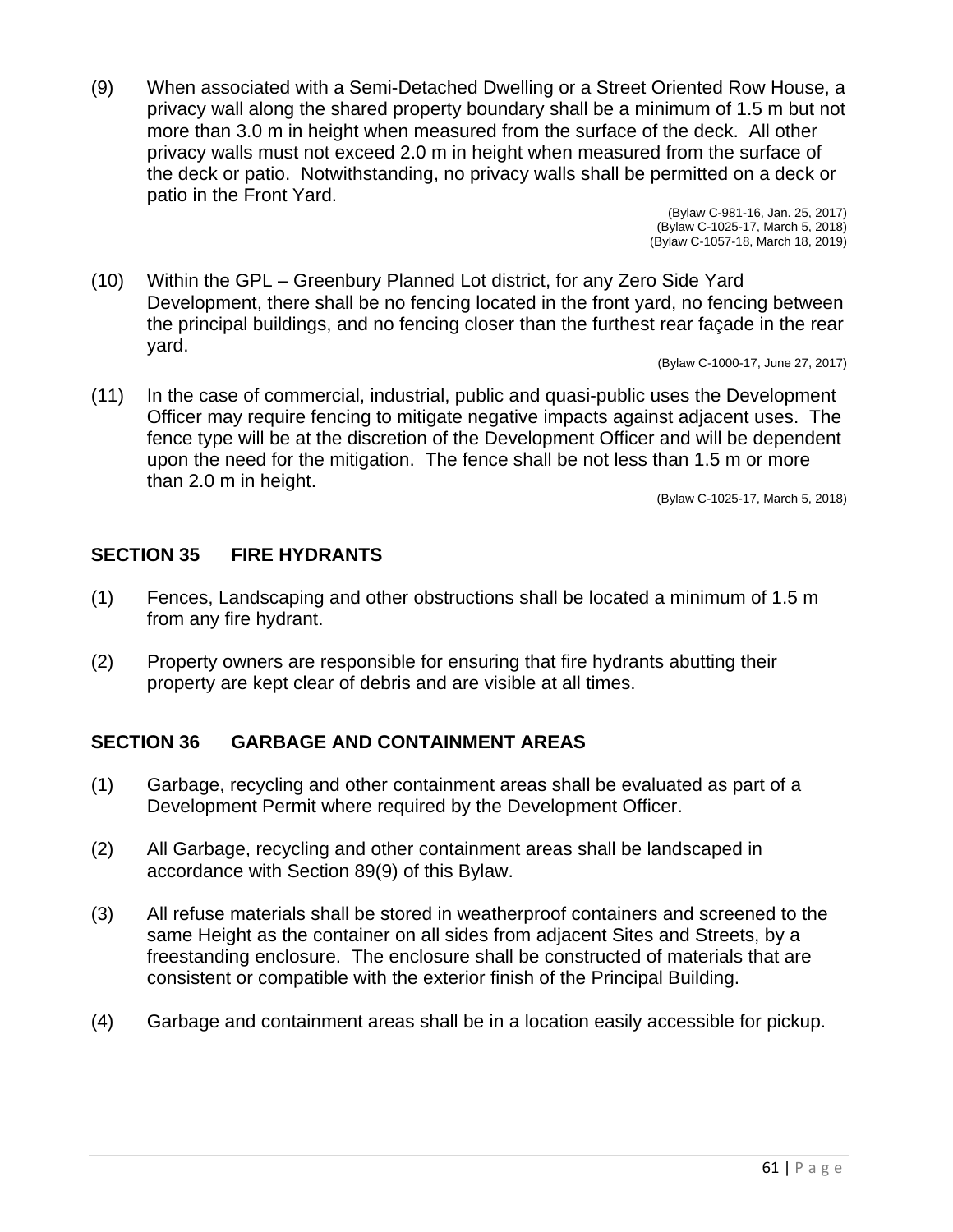(9) When associated with a Semi-Detached Dwelling or a Street Oriented Row House, a privacy wall along the shared property boundary shall be a minimum of 1.5 m but not more than 3.0 m in height when measured from the surface of the deck. All other privacy walls must not exceed 2.0 m in height when measured from the surface of the deck or patio. Notwithstanding, no privacy walls shall be permitted on a deck or patio in the Front Yard.

(Bylaw C-981-16, Jan. 25, 2017)
(Bylaw C-1025-17, March 5, 2018)
(Bylaw C-1057-18, March 18, 2019)

(10) Within the GPL – Greenbury Planned Lot district, for any Zero Side Yard Development, there shall be no fencing located in the front yard, no fencing between the principal buildings, and no fencing closer than the furthest rear façade in the rear yard.

(Bylaw C-1000-17, June 27, 2017)

(11) In the case of commercial, industrial, public and quasi-public uses the Development Officer may require fencing to mitigate negative impacts against adjacent uses. The fence type will be at the discretion of the Development Officer and will be dependent upon the need for the mitigation. The fence shall be not less than 1.5 m or more than 2.0 m in height.

(Bylaw C-1025-17, March 5, 2018)

## SECTION 35 FIRE HYDRANTS

(1) Fences, Landscaping and other obstructions shall be located a minimum of 1.5 m from any fire hydrant.

(2) Property owners are responsible for ensuring that fire hydrants abutting their property are kept clear of debris and are visible at all times.

## SECTION 36 GARBAGE AND CONTAINMENT AREAS

(1) Garbage, recycling and other containment areas shall be evaluated as part of a Development Permit where required by the Development Officer.

(2) All Garbage, recycling and other containment areas shall be landscaped in accordance with Section 89(9) of this Bylaw.

(3) All refuse materials shall be stored in weatherproof containers and screened to the same Height as the container on all sides from adjacent Sites and Streets, by a freestanding enclosure. The enclosure shall be constructed of materials that are consistent or compatible with the exterior finish of the Principal Building.

(4) Garbage and containment areas shall be in a location easily accessible for pickup.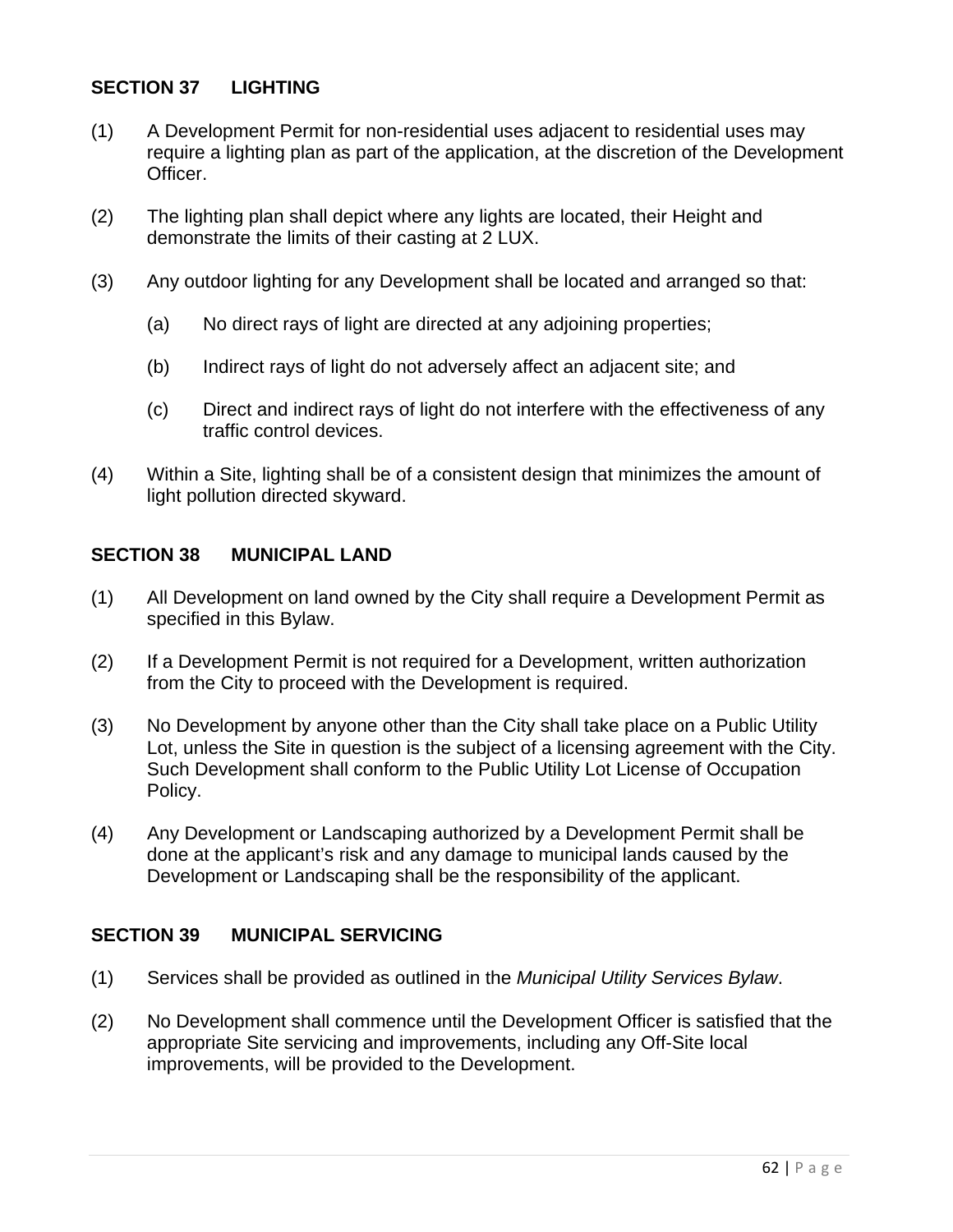## SECTION 37 LIGHTING

(1) A Development Permit for non-residential uses adjacent to residential uses may require a lighting plan as part of the application, at the discretion of the Development Officer.

(2) The lighting plan shall depict where any lights are located, their Height and demonstrate the limits of their casting at 2 LUX.

(3) Any outdoor lighting for any Development shall be located and arranged so that:

(a) No direct rays of light are directed at any adjoining properties;

(b) Indirect rays of light do not adversely affect an adjacent site; and

(c) Direct and indirect rays of light do not interfere with the effectiveness of any traffic control devices.

(4) Within a Site, lighting shall be of a consistent design that minimizes the amount of light pollution directed skyward.

## SECTION 38 MUNICIPAL LAND

(1) All Development on land owned by the City shall require a Development Permit as specified in this Bylaw.

(2) If a Development Permit is not required for a Development, written authorization from the City to proceed with the Development is required.

(3) No Development by anyone other than the City shall take place on a Public Utility Lot, unless the Site in question is the subject of a licensing agreement with the City. Such Development shall conform to the Public Utility Lot License of Occupation Policy.

(4) Any Development or Landscaping authorized by a Development Permit shall be done at the applicant's risk and any damage to municipal lands caused by the Development or Landscaping shall be the responsibility of the applicant.

## SECTION 39 MUNICIPAL SERVICING

(1) Services shall be provided as outlined in the *Municipal Utility Services Bylaw*.

(2) No Development shall commence until the Development Officer is satisfied that the appropriate Site servicing and improvements, including any Off-Site local improvements, will be provided to the Development.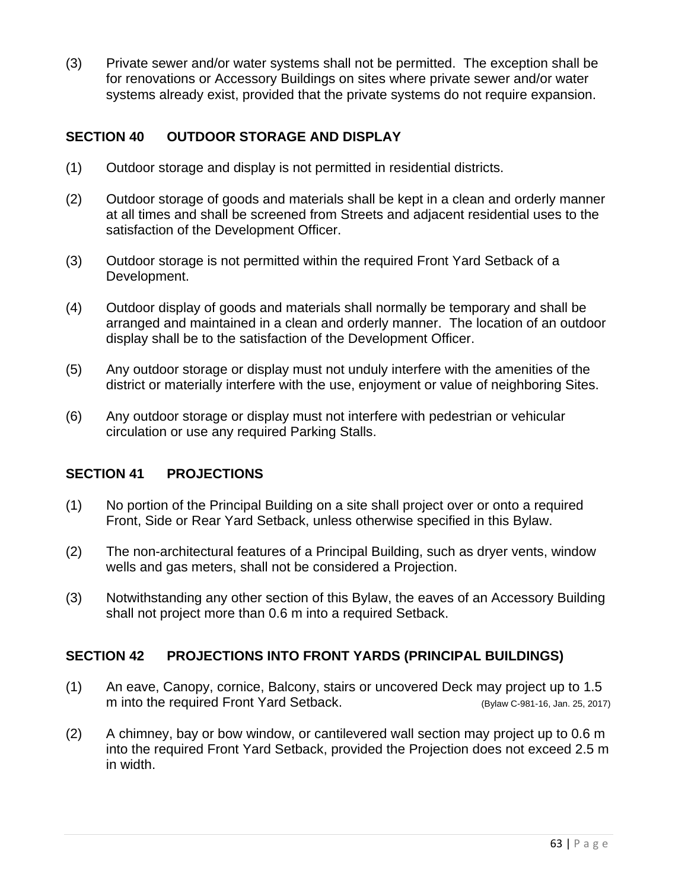(3) Private sewer and/or water systems shall not be permitted. The exception shall be for renovations or Accessory Buildings on sites where private sewer and/or water systems already exist, provided that the private systems do not require expansion.

## SECTION 40 OUTDOOR STORAGE AND DISPLAY

(1) Outdoor storage and display is not permitted in residential districts.

(2) Outdoor storage of goods and materials shall be kept in a clean and orderly manner at all times and shall be screened from Streets and adjacent residential uses to the satisfaction of the Development Officer.

(3) Outdoor storage is not permitted within the required Front Yard Setback of a Development.

(4) Outdoor display of goods and materials shall normally be temporary and shall be arranged and maintained in a clean and orderly manner. The location of an outdoor display shall be to the satisfaction of the Development Officer.

(5) Any outdoor storage or display must not unduly interfere with the amenities of the district or materially interfere with the use, enjoyment or value of neighboring Sites.

(6) Any outdoor storage or display must not interfere with pedestrian or vehicular circulation or use any required Parking Stalls.

## SECTION 41 PROJECTIONS

(1) No portion of the Principal Building on a site shall project over or onto a required Front, Side or Rear Yard Setback, unless otherwise specified in this Bylaw.

(2) The non-architectural features of a Principal Building, such as dryer vents, window wells and gas meters, shall not be considered a Projection.

(3) Notwithstanding any other section of this Bylaw, the eaves of an Accessory Building shall not project more than 0.6 m into a required Setback.

## SECTION 42 PROJECTIONS INTO FRONT YARDS (PRINCIPAL BUILDINGS)

(1) An eave, Canopy, cornice, Balcony, stairs or uncovered Deck may project up to 1.5 m into the required Front Yard Setback. (Bylaw C-981-16, Jan. 25, 2017)

(2) A chimney, bay or bow window, or cantilevered wall section may project up to 0.6 m into the required Front Yard Setback, provided the Projection does not exceed 2.5 m in width.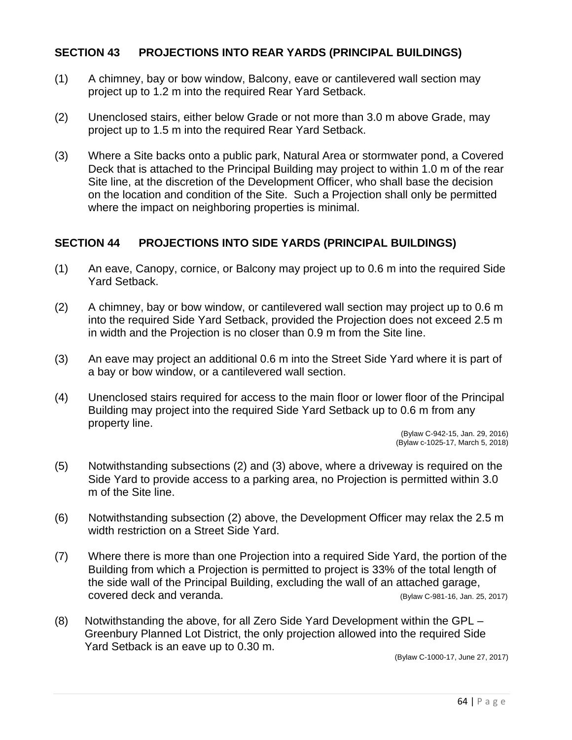## SECTION 43 PROJECTIONS INTO REAR YARDS (PRINCIPAL BUILDINGS)

(1) A chimney, bay or bow window, Balcony, eave or cantilevered wall section may project up to 1.2 m into the required Rear Yard Setback.

(2) Unenclosed stairs, either below Grade or not more than 3.0 m above Grade, may project up to 1.5 m into the required Rear Yard Setback.

(3) Where a Site backs onto a public park, Natural Area or stormwater pond, a Covered Deck that is attached to the Principal Building may project to within 1.0 m of the rear Site line, at the discretion of the Development Officer, who shall base the decision on the location and condition of the Site. Such a Projection shall only be permitted where the impact on neighboring properties is minimal.

## SECTION 44 PROJECTIONS INTO SIDE YARDS (PRINCIPAL BUILDINGS)

(1) An eave, Canopy, cornice, or Balcony may project up to 0.6 m into the required Side Yard Setback.

(2) A chimney, bay or bow window, or cantilevered wall section may project up to 0.6 m into the required Side Yard Setback, provided the Projection does not exceed 2.5 m in width and the Projection is no closer than 0.9 m from the Site line.

(3) An eave may project an additional 0.6 m into the Street Side Yard where it is part of a bay or bow window, or a cantilevered wall section.

(4) Unenclosed stairs required for access to the main floor or lower floor of the Principal Building may project into the required Side Yard Setback up to 0.6 m from any property line.

(Bylaw C-942-15, Jan. 29, 2016)
(Bylaw c-1025-17, March 5, 2018)

(5) Notwithstanding subsections (2) and (3) above, where a driveway is required on the Side Yard to provide access to a parking area, no Projection is permitted within 3.0 m of the Site line.

(6) Notwithstanding subsection (2) above, the Development Officer may relax the 2.5 m width restriction on a Street Side Yard.

(7) Where there is more than one Projection into a required Side Yard, the portion of the Building from which a Projection is permitted to project is 33% of the total length of the side wall of the Principal Building, excluding the wall of an attached garage, covered deck and veranda. (Bylaw C-981-16, Jan. 25, 2017)

(8) Notwithstanding the above, for all Zero Side Yard Development within the GPL – Greenbury Planned Lot District, the only projection allowed into the required Side Yard Setback is an eave up to 0.30 m.

(Bylaw C-1000-17, June 27, 2017)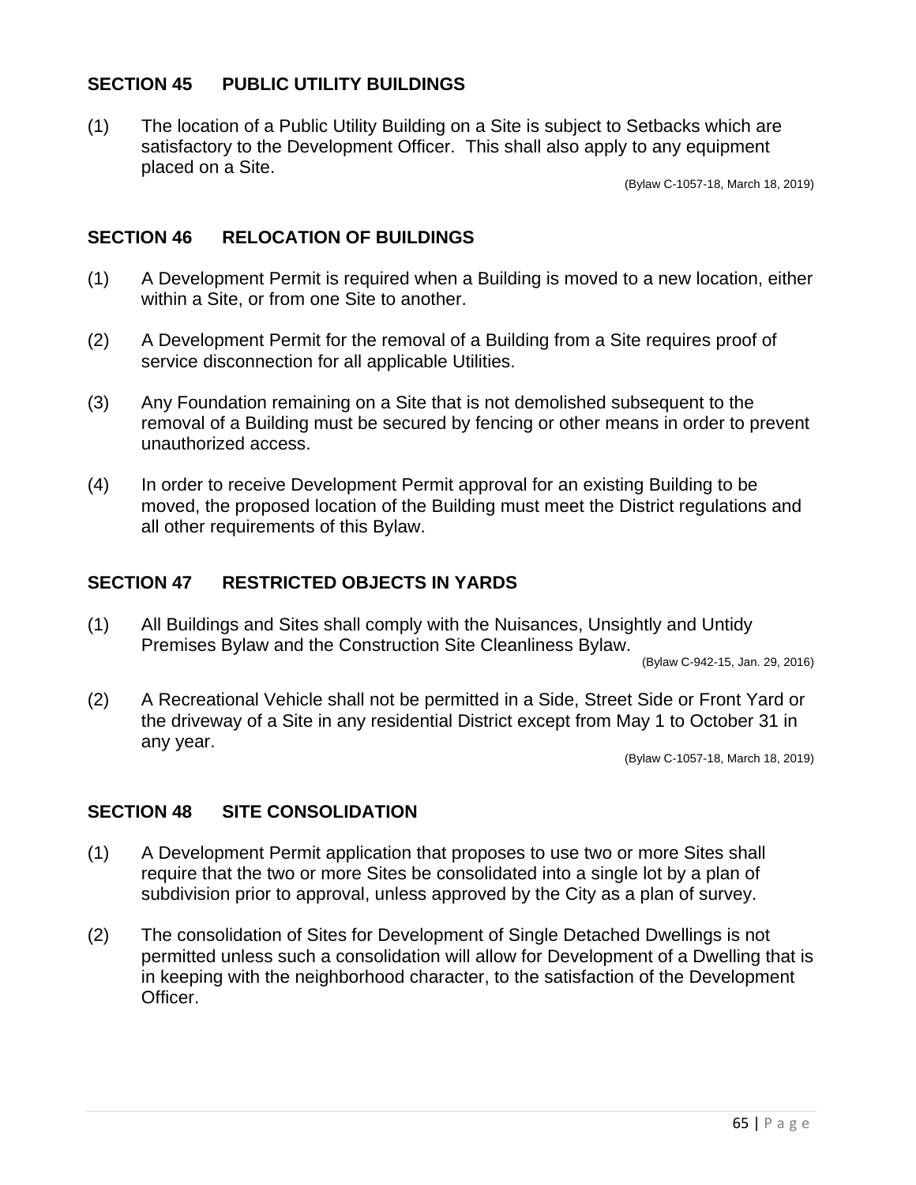## SECTION 45 PUBLIC UTILITY BUILDINGS

(1) The location of a Public Utility Building on a Site is subject to Setbacks which are satisfactory to the Development Officer. This shall also apply to any equipment placed on a Site.

(Bylaw C-1057-18, March 18, 2019)

## SECTION 46 RELOCATION OF BUILDINGS

(1) A Development Permit is required when a Building is moved to a new location, either within a Site, or from one Site to another.

(2) A Development Permit for the removal of a Building from a Site requires proof of service disconnection for all applicable Utilities.

(3) Any Foundation remaining on a Site that is not demolished subsequent to the removal of a Building must be secured by fencing or other means in order to prevent unauthorized access.

(4) In order to receive Development Permit approval for an existing Building to be moved, the proposed location of the Building must meet the District regulations and all other requirements of this Bylaw.

## SECTION 47 RESTRICTED OBJECTS IN YARDS

(1) All Buildings and Sites shall comply with the Nuisances, Unsightly and Untidy Premises Bylaw and the Construction Site Cleanliness Bylaw.

(Bylaw C-942-15, Jan. 29, 2016)

(2) A Recreational Vehicle shall not be permitted in a Side, Street Side or Front Yard or the driveway of a Site in any residential District except from May 1 to October 31 in any year.

(Bylaw C-1057-18, March 18, 2019)

## SECTION 48 SITE CONSOLIDATION

(1) A Development Permit application that proposes to use two or more Sites shall require that the two or more Sites be consolidated into a single lot by a plan of subdivision prior to approval, unless approved by the City as a plan of survey.

(2) The consolidation of Sites for Development of Single Detached Dwellings is not permitted unless such a consolidation will allow for Development of a Dwelling that is in keeping with the neighborhood character, to the satisfaction of the Development Officer.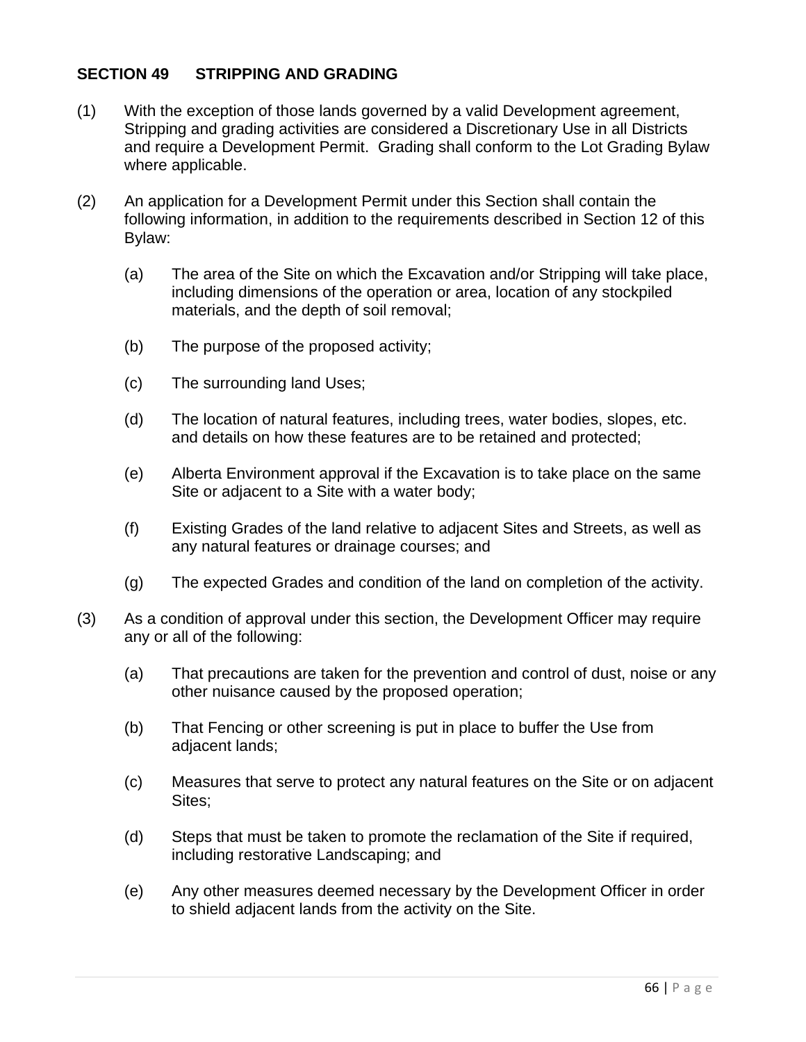## SECTION 49 STRIPPING AND GRADING

(1) With the exception of those lands governed by a valid Development agreement, Stripping and grading activities are considered a Discretionary Use in all Districts and require a Development Permit. Grading shall conform to the Lot Grading Bylaw where applicable.

(2) An application for a Development Permit under this Section shall contain the following information, in addition to the requirements described in Section 12 of this Bylaw:

   (a) The area of the Site on which the Excavation and/or Stripping will take place, including dimensions of the operation or area, location of any stockpiled materials, and the depth of soil removal;

   (b) The purpose of the proposed activity;

   (c) The surrounding land Uses;

   (d) The location of natural features, including trees, water bodies, slopes, etc. and details on how these features are to be retained and protected;

   (e) Alberta Environment approval if the Excavation is to take place on the same Site or adjacent to a Site with a water body;

   (f) Existing Grades of the land relative to adjacent Sites and Streets, as well as any natural features or drainage courses; and

   (g) The expected Grades and condition of the land on completion of the activity.

(3) As a condition of approval under this section, the Development Officer may require any or all of the following:

   (a) That precautions are taken for the prevention and control of dust, noise or any other nuisance caused by the proposed operation;

   (b) That Fencing or other screening is put in place to buffer the Use from adjacent lands;

   (c) Measures that serve to protect any natural features on the Site or on adjacent Sites;

   (d) Steps that must be taken to promote the reclamation of the Site if required, including restorative Landscaping; and

   (e) Any other measures deemed necessary by the Development Officer in order to shield adjacent lands from the activity on the Site.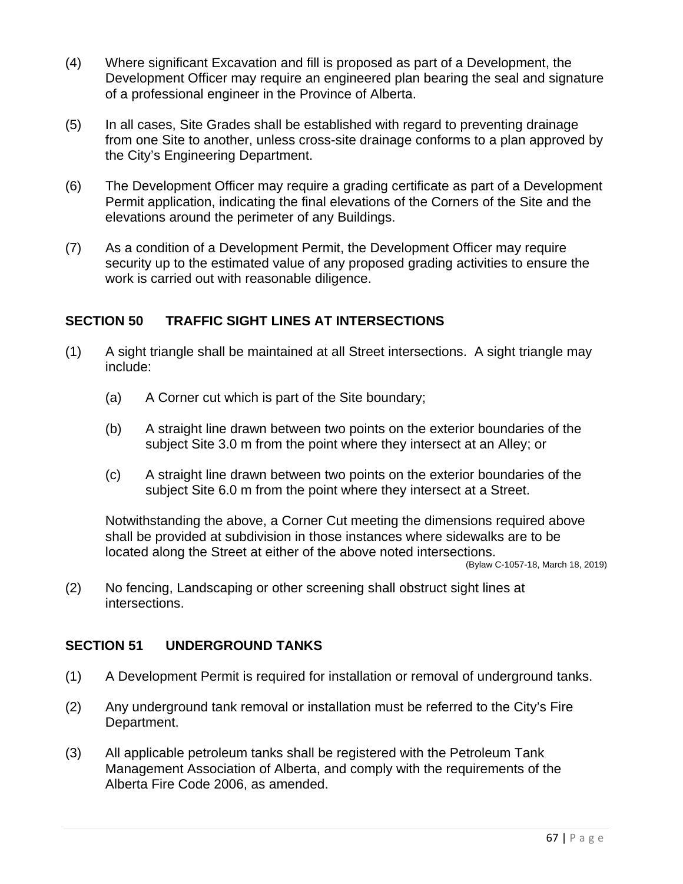(4) Where significant Excavation and fill is proposed as part of a Development, the Development Officer may require an engineered plan bearing the seal and signature of a professional engineer in the Province of Alberta.

(5) In all cases, Site Grades shall be established with regard to preventing drainage from one Site to another, unless cross-site drainage conforms to a plan approved by the City's Engineering Department.

(6) The Development Officer may require a grading certificate as part of a Development Permit application, indicating the final elevations of the Corners of the Site and the elevations around the perimeter of any Buildings.

(7) As a condition of a Development Permit, the Development Officer may require security up to the estimated value of any proposed grading activities to ensure the work is carried out with reasonable diligence.

## SECTION 50 TRAFFIC SIGHT LINES AT INTERSECTIONS

(1) A sight triangle shall be maintained at all Street intersections. A sight triangle may include:

- (a) A Corner cut which is part of the Site boundary;
- (b) A straight line drawn between two points on the exterior boundaries of the subject Site 3.0 m from the point where they intersect at an Alley; or
- (c) A straight line drawn between two points on the exterior boundaries of the subject Site 6.0 m from the point where they intersect at a Street.

Notwithstanding the above, a Corner Cut meeting the dimensions required above shall be provided at subdivision in those instances where sidewalks are to be located along the Street at either of the above noted intersections.
(Bylaw C-1057-18, March 18, 2019)

(2) No fencing, Landscaping or other screening shall obstruct sight lines at intersections.

## SECTION 51 UNDERGROUND TANKS

(1) A Development Permit is required for installation or removal of underground tanks.

(2) Any underground tank removal or installation must be referred to the City's Fire Department.

(3) All applicable petroleum tanks shall be registered with the Petroleum Tank Management Association of Alberta, and comply with the requirements of the Alberta Fire Code 2006, as amended.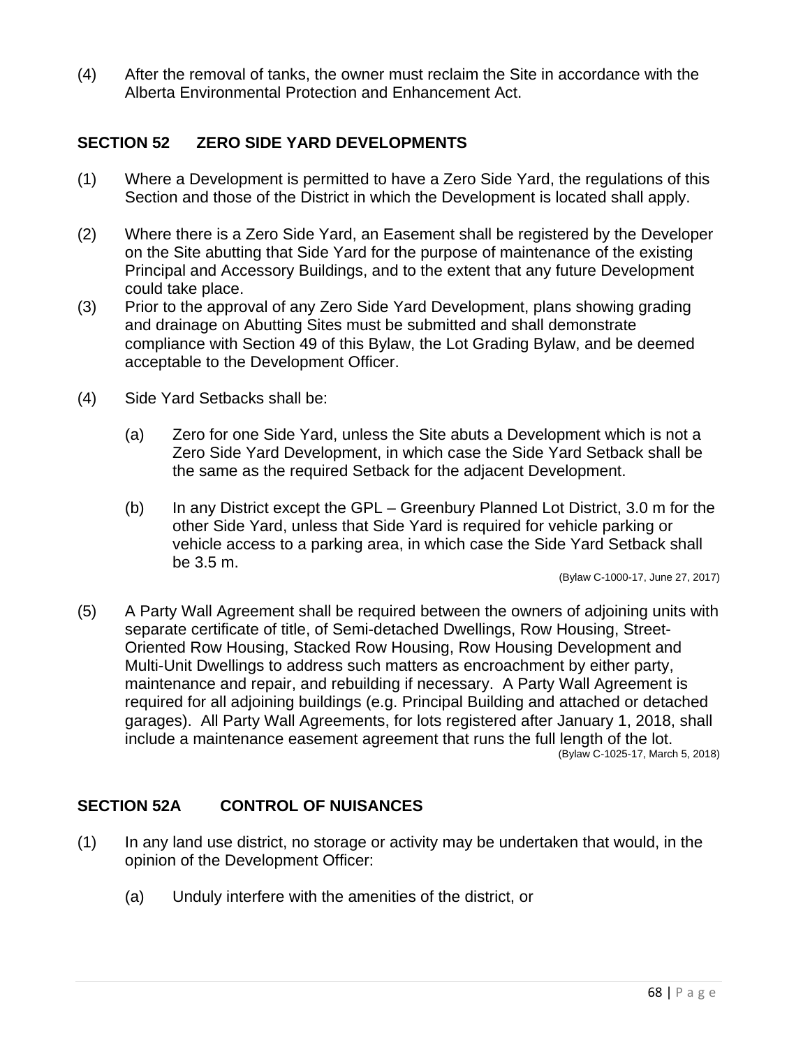(4) After the removal of tanks, the owner must reclaim the Site in accordance with the Alberta Environmental Protection and Enhancement Act.

## SECTION 52 ZERO SIDE YARD DEVELOPMENTS

(1) Where a Development is permitted to have a Zero Side Yard, the regulations of this Section and those of the District in which the Development is located shall apply.

(2) Where there is a Zero Side Yard, an Easement shall be registered by the Developer on the Site abutting that Side Yard for the purpose of maintenance of the existing Principal and Accessory Buildings, and to the extent that any future Development could take place.

(3) Prior to the approval of any Zero Side Yard Development, plans showing grading and drainage on Abutting Sites must be submitted and shall demonstrate compliance with Section 49 of this Bylaw, the Lot Grading Bylaw, and be deemed acceptable to the Development Officer.

(4) Side Yard Setbacks shall be:

(a) Zero for one Side Yard, unless the Site abuts a Development which is not a Zero Side Yard Development, in which case the Side Yard Setback shall be the same as the required Setback for the adjacent Development.

(b) In any District except the GPL – Greenbury Planned Lot District, 3.0 m for the other Side Yard, unless that Side Yard is required for vehicle parking or vehicle access to a parking area, in which case the Side Yard Setback shall be 3.5 m.

(Bylaw C-1000-17, June 27, 2017)

(5) A Party Wall Agreement shall be required between the owners of adjoining units with separate certificate of title, of Semi-detached Dwellings, Row Housing, Street-Oriented Row Housing, Stacked Row Housing, Row Housing Development and Multi-Unit Dwellings to address such matters as encroachment by either party, maintenance and repair, and rebuilding if necessary. A Party Wall Agreement is required for all adjoining buildings (e.g. Principal Building and attached or detached garages). All Party Wall Agreements, for lots registered after January 1, 2018, shall include a maintenance easement agreement that runs the full length of the lot.

(Bylaw C-1025-17, March 5, 2018)

## SECTION 52A CONTROL OF NUISANCES

(1) In any land use district, no storage or activity may be undertaken that would, in the opinion of the Development Officer:

(a) Unduly interfere with the amenities of the district, or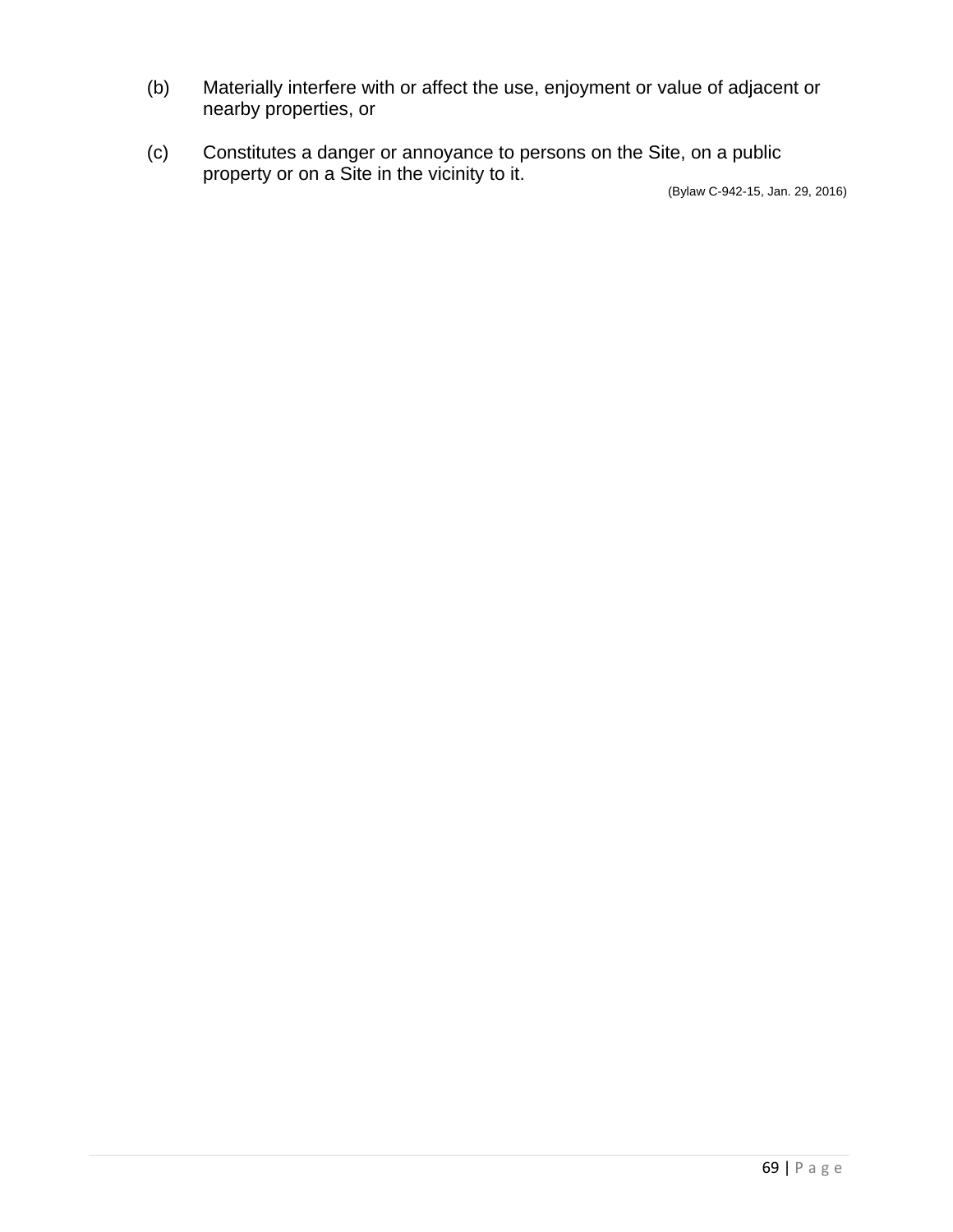(b) Materially interfere with or affect the use, enjoyment or value of adjacent or nearby properties, or

(c) Constitutes a danger or annoyance to persons on the Site, on a public property or on a Site in the vicinity to it.

(Bylaw C-942-15, Jan. 29, 2016)